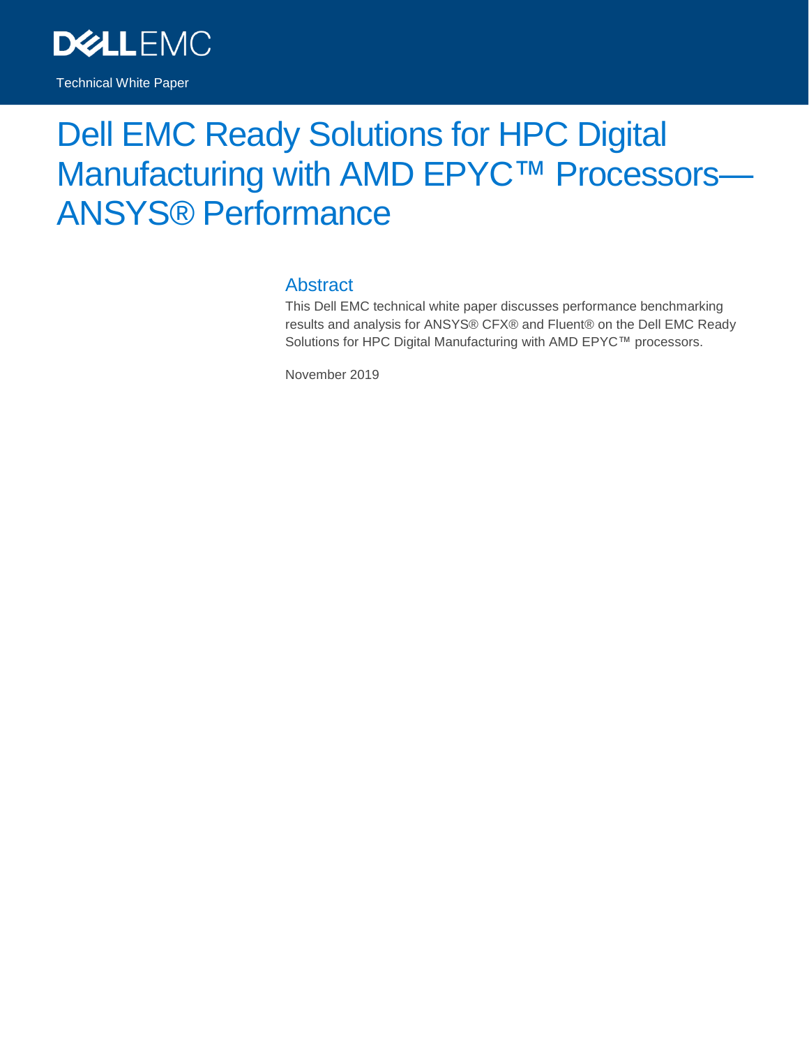DELL EMC

Technical White Paper

# Dell EMC Ready Solutions for HPC Digital Manufacturing with AMD EPYC™ Processors—ANSYS® Performance

## Abstract

This Dell EMC technical white paper discusses performance benchmarking results and analysis for ANSYS® CFX® and Fluent® on the Dell EMC Ready Solutions for HPC Digital Manufacturing with AMD EPYC™ processors.

November 2019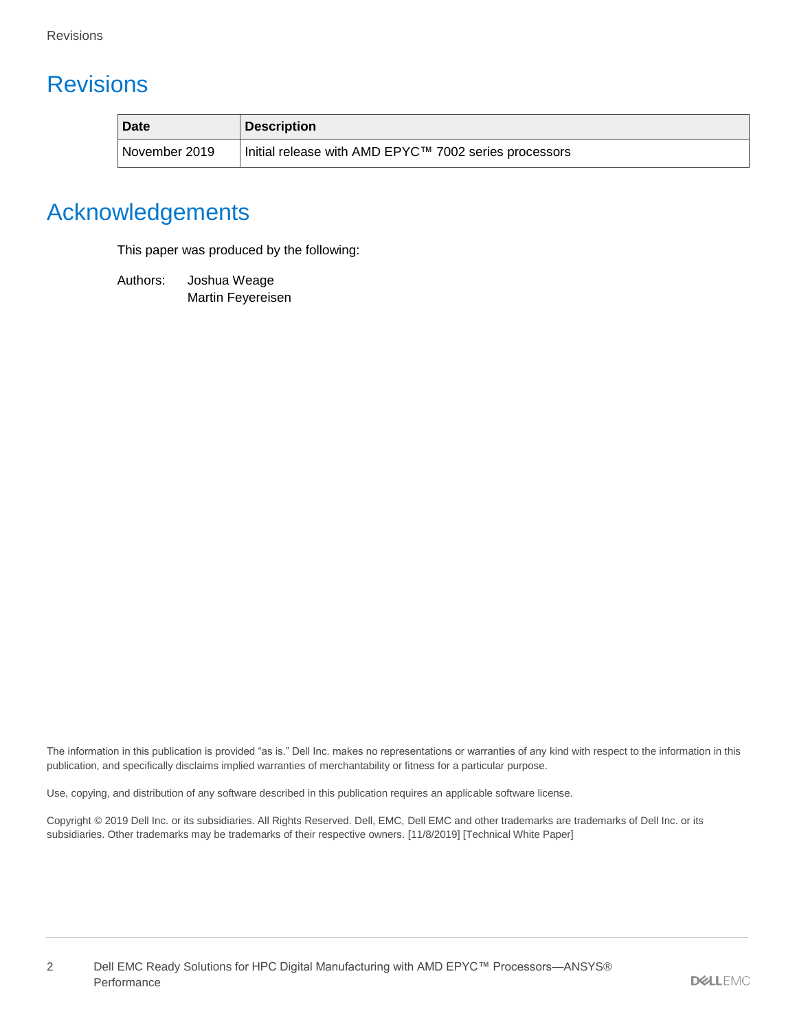# Revisions

| Date | Description |
| --- | --- |
| November 2019 | Initial release with AMD EPYC™ 7002 series processors |

# Acknowledgements

This paper was produced by the following:

Authors: Joshua Weage
Martin Feyereisen

The information in this publication is provided "as is." Dell Inc. makes no representations or warranties of any kind with respect to the information in this publication, and specifically disclaims implied warranties of merchantability or fitness for a particular purpose.

Use, copying, and distribution of any software described in this publication requires an applicable software license.

Copyright © 2019 Dell Inc. or its subsidiaries. All Rights Reserved. Dell, EMC, Dell EMC and other trademarks are trademarks of Dell Inc. or its subsidiaries. Other trademarks may be trademarks of their respective owners. [11/8/2019] [Technical White Paper]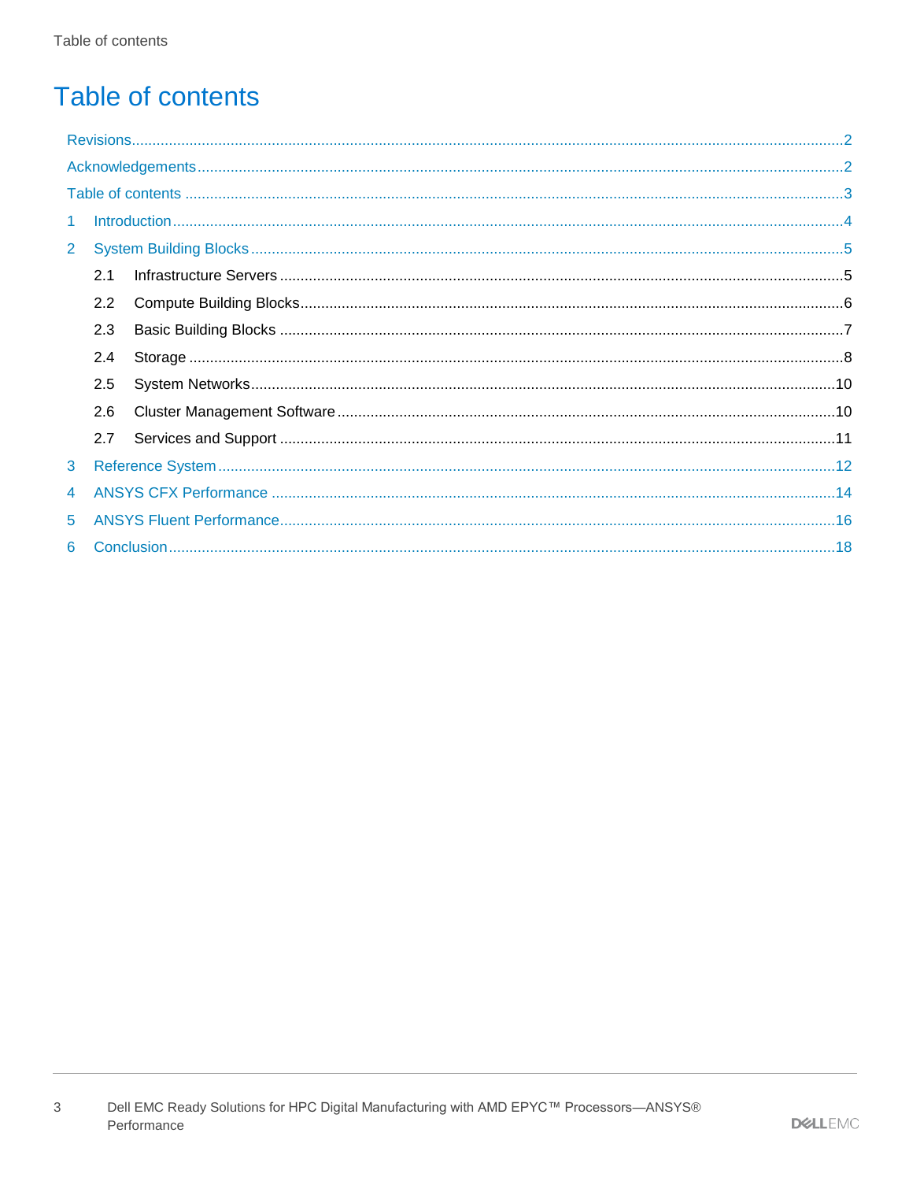# Table of contents

Revisions ........................................................................................................................................................2

Acknowledgements ..........................................................................................................................................2

Table of contents ...............................................................................................................................................3

1 Introduction ...................................................................................................................................................4

2 System Building Blocks ...............................................................................................................................5

- 2.1 Infrastructure Servers ..............................................................................................................................5
- 2.2 Compute Building Blocks ........................................................................................................................6
- 2.3 Basic Building Blocks ..............................................................................................................................7
- 2.4 Storage .....................................................................................................................................................8
- 2.5 System Networks ....................................................................................................................................10
- 2.6 Cluster Management Software ..............................................................................................................10
- 2.7 Services and Support .............................................................................................................................11

3 Reference System .......................................................................................................................................12

4 ANSYS CFX Performance ...........................................................................................................................14

5 ANSYS Fluent Performance .......................................................................................................................16

6 Conclusion ...................................................................................................................................................18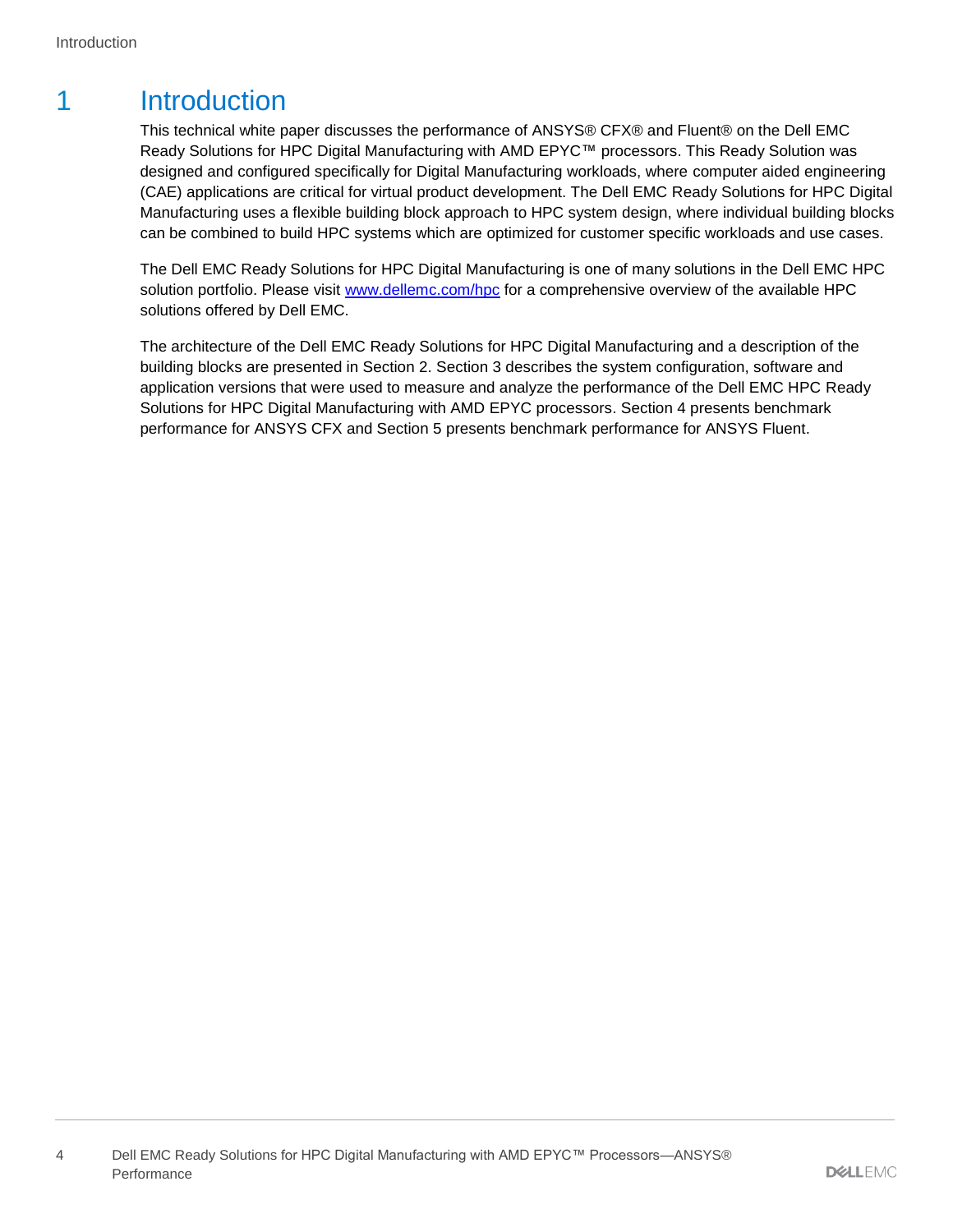# 1 Introduction

This technical white paper discusses the performance of ANSYS® CFX® and Fluent® on the Dell EMC Ready Solutions for HPC Digital Manufacturing with AMD EPYC™ processors. This Ready Solution was designed and configured specifically for Digital Manufacturing workloads, where computer aided engineering (CAE) applications are critical for virtual product development. The Dell EMC Ready Solutions for HPC Digital Manufacturing uses a flexible building block approach to HPC system design, where individual building blocks can be combined to build HPC systems which are optimized for customer specific workloads and use cases.

The Dell EMC Ready Solutions for HPC Digital Manufacturing is one of many solutions in the Dell EMC HPC solution portfolio. Please visit [www.dellemc.com/hpc](http://www.dellemc.com/hpc) for a comprehensive overview of the available HPC solutions offered by Dell EMC.

The architecture of the Dell EMC Ready Solutions for HPC Digital Manufacturing and a description of the building blocks are presented in Section 2. Section 3 describes the system configuration, software and application versions that were used to measure and analyze the performance of the Dell EMC HPC Ready Solutions for HPC Digital Manufacturing with AMD EPYC processors. Section 4 presents benchmark performance for ANSYS CFX and Section 5 presents benchmark performance for ANSYS Fluent.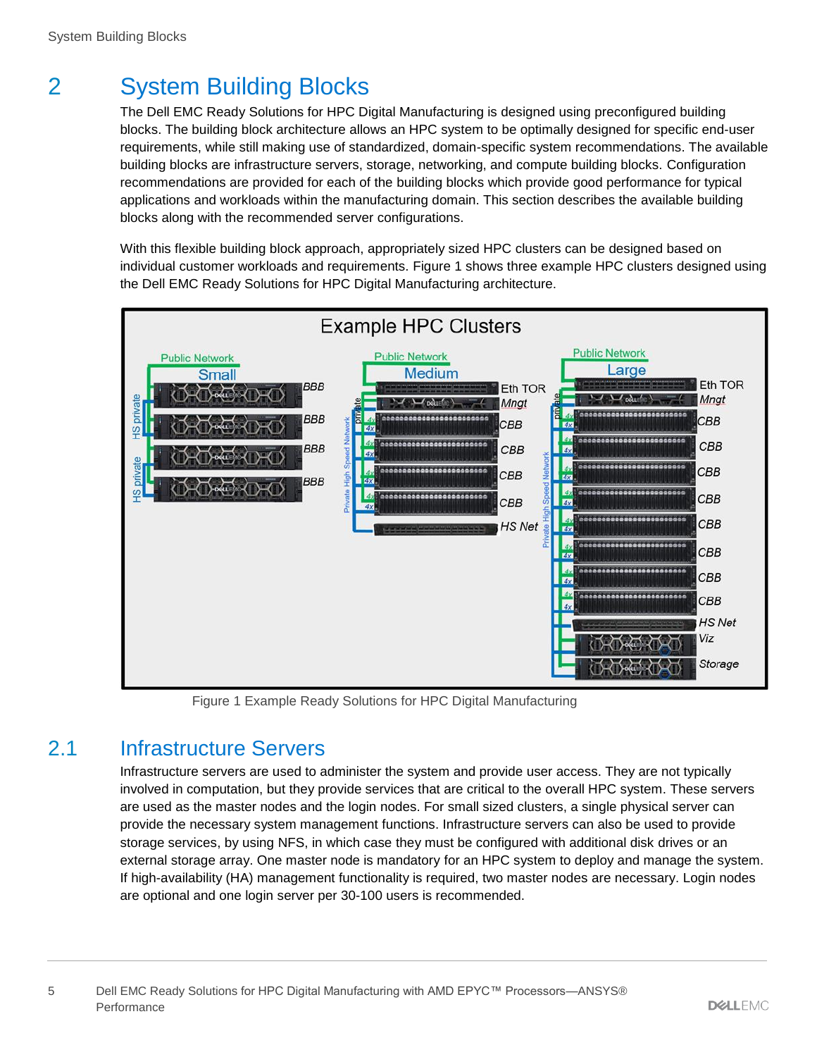# 2 System Building Blocks

The Dell EMC Ready Solutions for HPC Digital Manufacturing is designed using preconfigured building blocks. The building block architecture allows an HPC system to be optimally designed for specific end-user requirements, while still making use of standardized, domain-specific system recommendations. The available building blocks are infrastructure servers, storage, networking, and compute building blocks. Configuration recommendations are provided for each of the building blocks which provide good performance for typical applications and workloads within the manufacturing domain. This section describes the available building blocks along with the recommended server configurations.

With this flexible building block approach, appropriately sized HPC clusters can be designed based on individual customer workloads and requirements. Figure 1 shows three example HPC clusters designed using the Dell EMC Ready Solutions for HPC Digital Manufacturing architecture.

Figure 1 Example Ready Solutions for HPC Digital Manufacturing

## 2.1 Infrastructure Servers

Infrastructure servers are used to administer the system and provide user access. They are not typically involved in computation, but they provide services that are critical to the overall HPC system. These servers are used as the master nodes and the login nodes. For small sized clusters, a single physical server can provide the necessary system management functions. Infrastructure servers can also be used to provide storage services, by using NFS, in which case they must be configured with additional disk drives or an external storage array. One master node is mandatory for an HPC system to deploy and manage the system. If high-availability (HA) management functionality is required, two master nodes are necessary. Login nodes are optional and one login server per 30-100 users is recommended.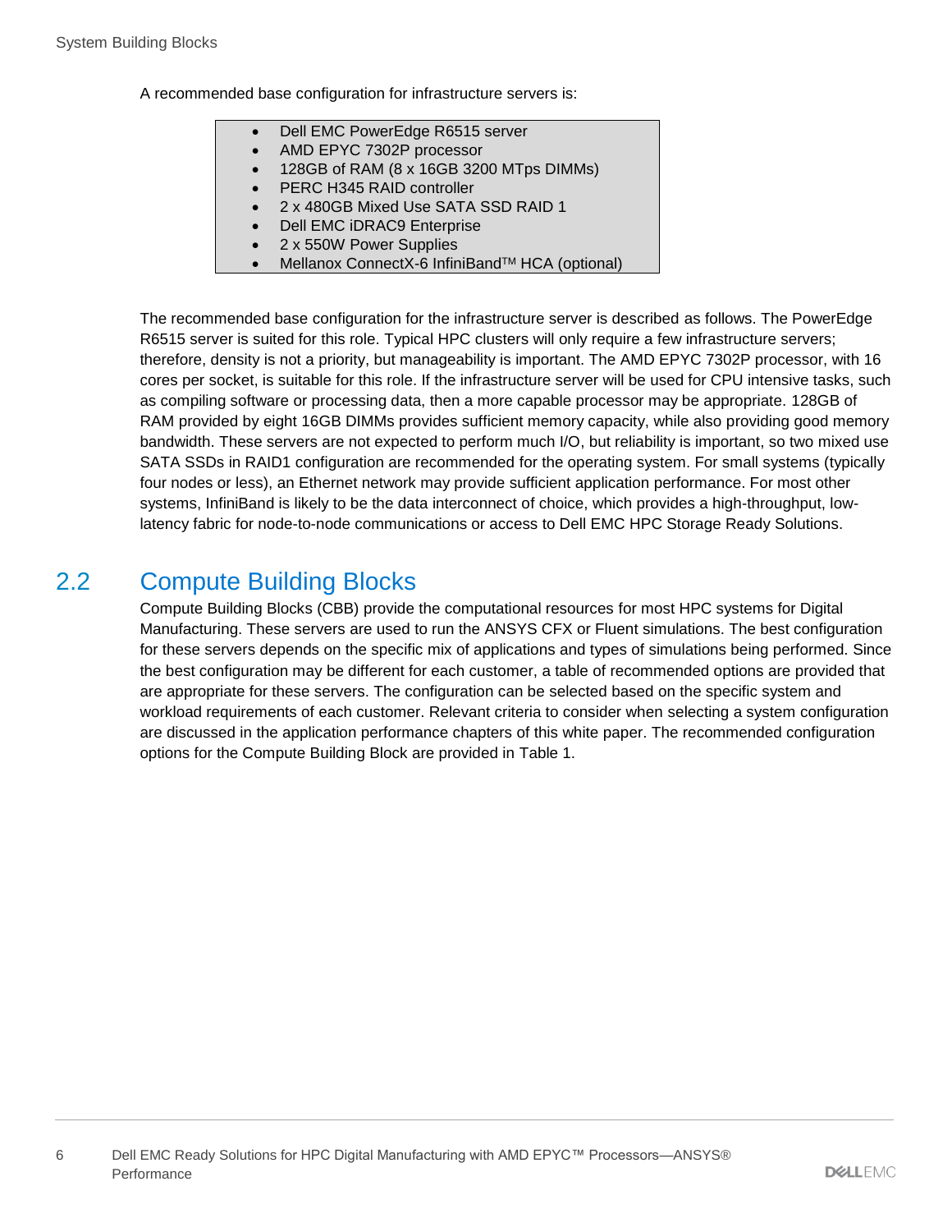A recommended base configuration for infrastructure servers is:

- Dell EMC PowerEdge R6515 server
- AMD EPYC 7302P processor
- 128GB of RAM (8 x 16GB 3200 MTps DIMMs)
- PERC H345 RAID controller
- 2 x 480GB Mixed Use SATA SSD RAID 1
- Dell EMC iDRAC9 Enterprise
- 2 x 550W Power Supplies
- Mellanox ConnectX-6 InfiniBand™ HCA (optional)

The recommended base configuration for the infrastructure server is described as follows. The PowerEdge R6515 server is suited for this role. Typical HPC clusters will only require a few infrastructure servers; therefore, density is not a priority, but manageability is important. The AMD EPYC 7302P processor, with 16 cores per socket, is suitable for this role. If the infrastructure server will be used for CPU intensive tasks, such as compiling software or processing data, then a more capable processor may be appropriate. 128GB of RAM provided by eight 16GB DIMMs provides sufficient memory capacity, while also providing good memory bandwidth. These servers are not expected to perform much I/O, but reliability is important, so two mixed use SATA SSDs in RAID1 configuration are recommended for the operating system. For small systems (typically four nodes or less), an Ethernet network may provide sufficient application performance. For most other systems, InfiniBand is likely to be the data interconnect of choice, which provides a high-throughput, low-latency fabric for node-to-node communications or access to Dell EMC HPC Storage Ready Solutions.

## 2.2 Compute Building Blocks

Compute Building Blocks (CBB) provide the computational resources for most HPC systems for Digital Manufacturing. These servers are used to run the ANSYS CFX or Fluent simulations. The best configuration for these servers depends on the specific mix of applications and types of simulations being performed. Since the best configuration may be different for each customer, a table of recommended options are provided that are appropriate for these servers. The configuration can be selected based on the specific system and workload requirements of each customer. Relevant criteria to consider when selecting a system configuration are discussed in the application performance chapters of this white paper. The recommended configuration options for the Compute Building Block are provided in Table 1.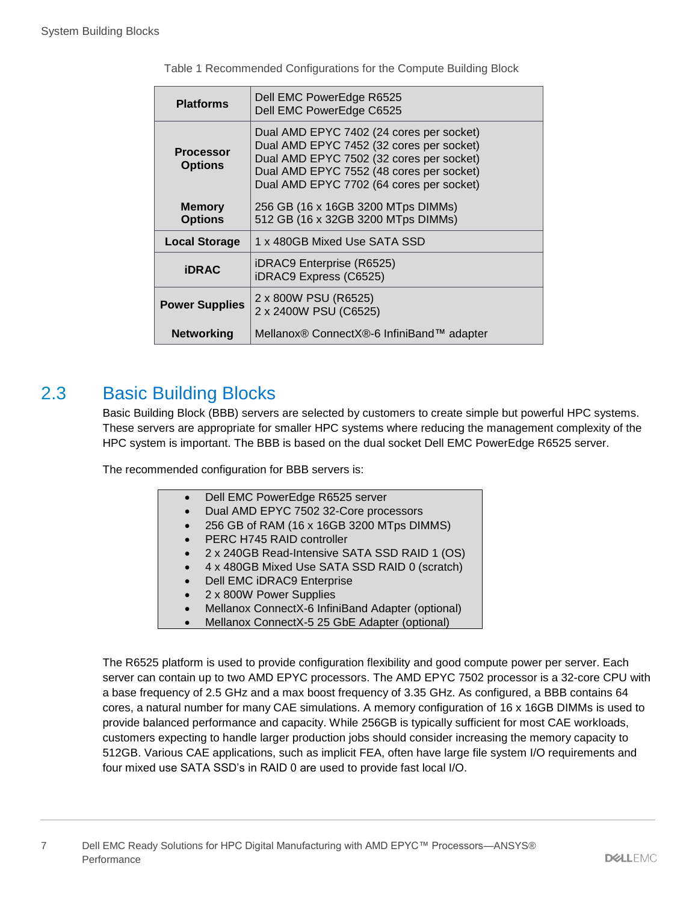Table 1 Recommended Configurations for the Compute Building Block

| | |
|---|---|
| **Platforms** | Dell EMC PowerEdge R6525<br>Dell EMC PowerEdge C6525 |
| **Processor Options** | Dual AMD EPYC 7402 (24 cores per socket)<br>Dual AMD EPYC 7452 (32 cores per socket)<br>Dual AMD EPYC 7502 (32 cores per socket)<br>Dual AMD EPYC 7552 (48 cores per socket)<br>Dual AMD EPYC 7702 (64 cores per socket) |
| **Memory Options** | 256 GB (16 x 16GB 3200 MTps DIMMs)<br>512 GB (16 x 32GB 3200 MTps DIMMs) |
| **Local Storage** | 1 x 480GB Mixed Use SATA SSD |
| **iDRAC** | iDRAC9 Enterprise (R6525)<br>iDRAC9 Express (C6525) |
| **Power Supplies** | 2 x 800W PSU (R6525)<br>2 x 2400W PSU (C6525) |
| **Networking** | Mellanox® ConnectX®-6 InfiniBand™ adapter |

## 2.3 Basic Building Blocks

Basic Building Block (BBB) servers are selected by customers to create simple but powerful HPC systems. These servers are appropriate for smaller HPC systems where reducing the management complexity of the HPC system is important. The BBB is based on the dual socket Dell EMC PowerEdge R6525 server.

The recommended configuration for BBB servers is:

- Dell EMC PowerEdge R6525 server
- Dual AMD EPYC 7502 32-Core processors
- 256 GB of RAM (16 x 16GB 3200 MTps DIMMS)
- PERC H745 RAID controller
- 2 x 240GB Read-Intensive SATA SSD RAID 1 (OS)
- 4 x 480GB Mixed Use SATA SSD RAID 0 (scratch)
- Dell EMC iDRAC9 Enterprise
- 2 x 800W Power Supplies
- Mellanox ConnectX-6 InfiniBand Adapter (optional)
- Mellanox ConnectX-5 25 GbE Adapter (optional)

The R6525 platform is used to provide configuration flexibility and good compute power per server. Each server can contain up to two AMD EPYC processors. The AMD EPYC 7502 processor is a 32-core CPU with a base frequency of 2.5 GHz and a max boost frequency of 3.35 GHz. As configured, a BBB contains 64 cores, a natural number for many CAE simulations. A memory configuration of 16 x 16GB DIMMs is used to provide balanced performance and capacity. While 256GB is typically sufficient for most CAE workloads, customers expecting to handle larger production jobs should consider increasing the memory capacity to 512GB. Various CAE applications, such as implicit FEA, often have large file system I/O requirements and four mixed use SATA SSD's in RAID 0 are used to provide fast local I/O.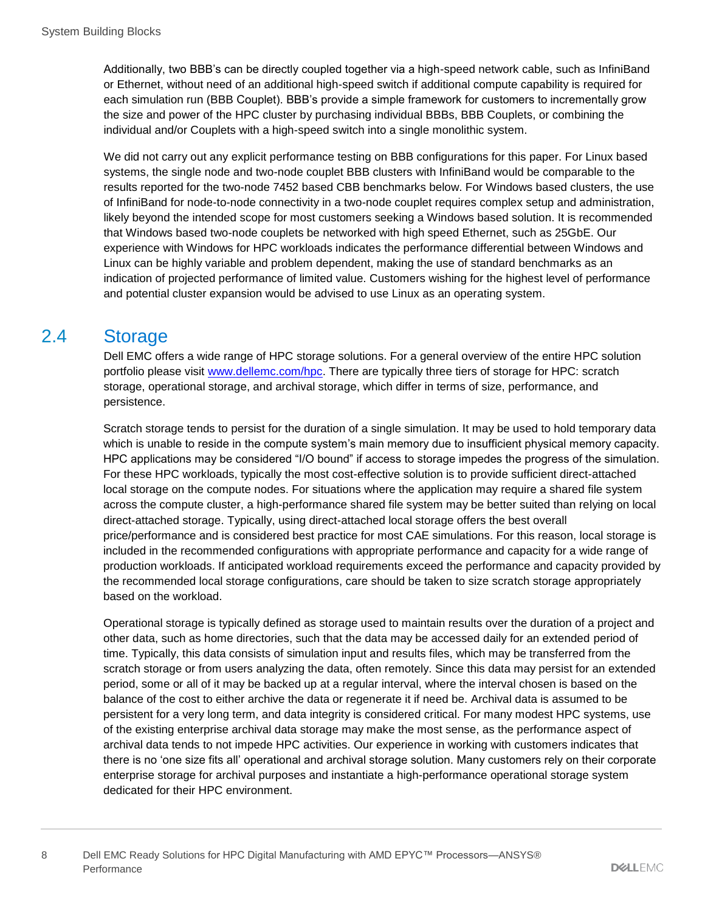Additionally, two BBB's can be directly coupled together via a high-speed network cable, such as InfiniBand or Ethernet, without need of an additional high-speed switch if additional compute capability is required for each simulation run (BBB Couplet). BBB's provide a simple framework for customers to incrementally grow the size and power of the HPC cluster by purchasing individual BBBs, BBB Couplets, or combining the individual and/or Couplets with a high-speed switch into a single monolithic system.

We did not carry out any explicit performance testing on BBB configurations for this paper. For Linux based systems, the single node and two-node couplet BBB clusters with InfiniBand would be comparable to the results reported for the two-node 7452 based CBB benchmarks below. For Windows based clusters, the use of InfiniBand for node-to-node connectivity in a two-node couplet requires complex setup and administration, likely beyond the intended scope for most customers seeking a Windows based solution. It is recommended that Windows based two-node couplets be networked with high speed Ethernet, such as 25GbE. Our experience with Windows for HPC workloads indicates the performance differential between Windows and Linux can be highly variable and problem dependent, making the use of standard benchmarks as an indication of projected performance of limited value. Customers wishing for the highest level of performance and potential cluster expansion would be advised to use Linux as an operating system.

## 2.4 Storage

Dell EMC offers a wide range of HPC storage solutions. For a general overview of the entire HPC solution portfolio please visit [www.dellemc.com/hpc](www.dellemc.com/hpc). There are typically three tiers of storage for HPC: scratch storage, operational storage, and archival storage, which differ in terms of size, performance, and persistence.

Scratch storage tends to persist for the duration of a single simulation. It may be used to hold temporary data which is unable to reside in the compute system's main memory due to insufficient physical memory capacity. HPC applications may be considered "I/O bound" if access to storage impedes the progress of the simulation. For these HPC workloads, typically the most cost-effective solution is to provide sufficient direct-attached local storage on the compute nodes. For situations where the application may require a shared file system across the compute cluster, a high-performance shared file system may be better suited than relying on local direct-attached storage. Typically, using direct-attached local storage offers the best overall price/performance and is considered best practice for most CAE simulations. For this reason, local storage is included in the recommended configurations with appropriate performance and capacity for a wide range of production workloads. If anticipated workload requirements exceed the performance and capacity provided by the recommended local storage configurations, care should be taken to size scratch storage appropriately based on the workload.

Operational storage is typically defined as storage used to maintain results over the duration of a project and other data, such as home directories, such that the data may be accessed daily for an extended period of time. Typically, this data consists of simulation input and results files, which may be transferred from the scratch storage or from users analyzing the data, often remotely. Since this data may persist for an extended period, some or all of it may be backed up at a regular interval, where the interval chosen is based on the balance of the cost to either archive the data or regenerate it if need be. Archival data is assumed to be persistent for a very long term, and data integrity is considered critical. For many modest HPC systems, use of the existing enterprise archival data storage may make the most sense, as the performance aspect of archival data tends to not impede HPC activities. Our experience in working with customers indicates that there is no 'one size fits all' operational and archival storage solution. Many customers rely on their corporate enterprise storage for archival purposes and instantiate a high-performance operational storage system dedicated for their HPC environment.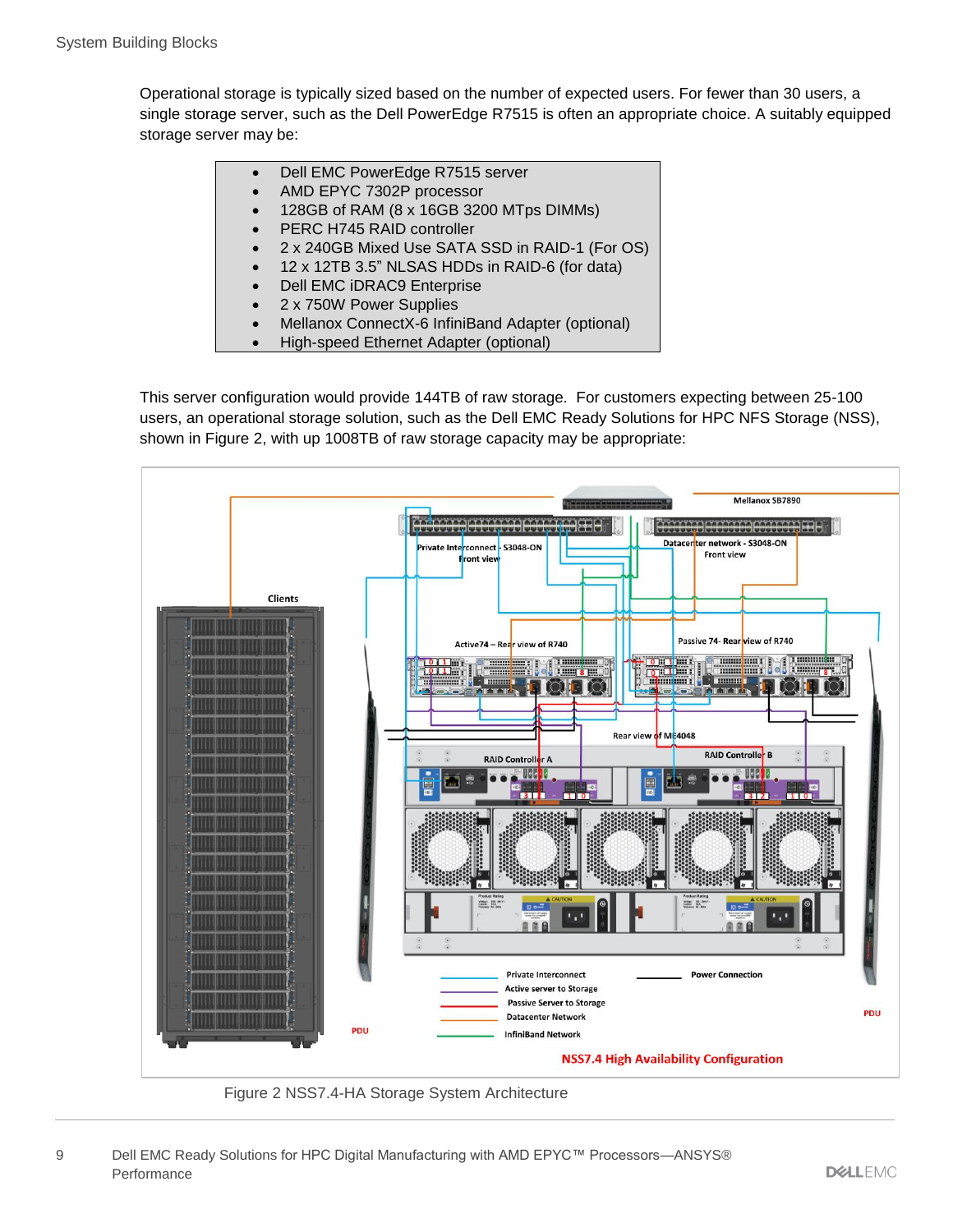Operational storage is typically sized based on the number of expected users. For fewer than 30 users, a single storage server, such as the Dell PowerEdge R7515 is often an appropriate choice. A suitably equipped storage server may be:

- Dell EMC PowerEdge R7515 server
- AMD EPYC 7302P processor
- 128GB of RAM (8 x 16GB 3200 MTps DIMMs)
- PERC H745 RAID controller
- 2 x 240GB Mixed Use SATA SSD in RAID-1 (For OS)
- 12 x 12TB 3.5" NLSAS HDDs in RAID-6 (for data)
- Dell EMC iDRAC9 Enterprise
- 2 x 750W Power Supplies
- Mellanox ConnectX-6 InfiniBand Adapter (optional)
- High-speed Ethernet Adapter (optional)

This server configuration would provide 144TB of raw storage. For customers expecting between 25-100 users, an operational storage solution, such as the Dell EMC Ready Solutions for HPC NFS Storage (NSS), shown in Figure 2, with up 1008TB of raw storage capacity may be appropriate:

Figure 2 NSS7.4-HA Storage System Architecture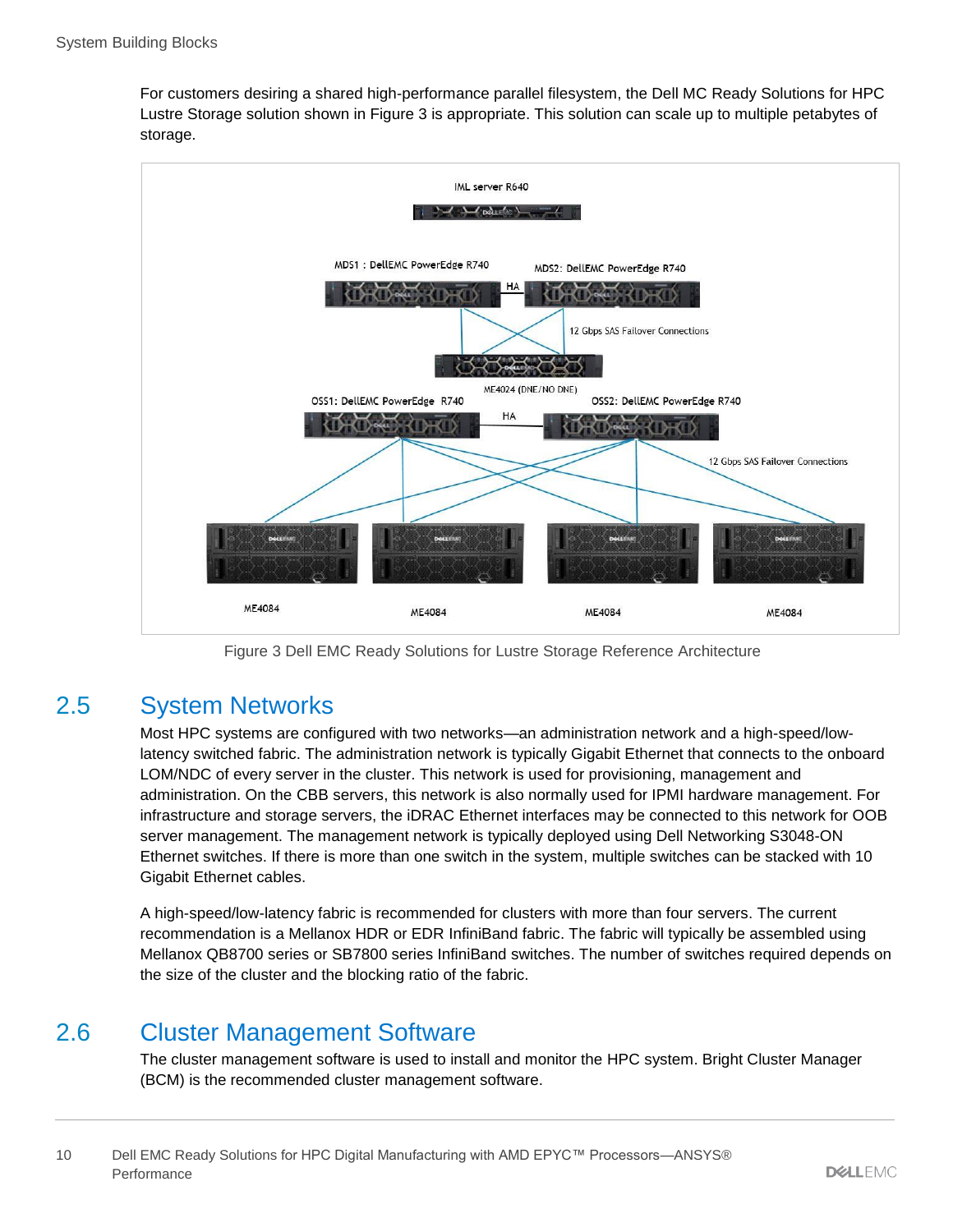For customers desiring a shared high-performance parallel filesystem, the Dell MC Ready Solutions for HPC Lustre Storage solution shown in Figure 3 is appropriate. This solution can scale up to multiple petabytes of storage.

Figure 3 Dell EMC Ready Solutions for Lustre Storage Reference Architecture

## 2.5 System Networks

Most HPC systems are configured with two networks—an administration network and a high-speed/low-latency switched fabric. The administration network is typically Gigabit Ethernet that connects to the onboard LOM/NDC of every server in the cluster. This network is used for provisioning, management and administration. On the CBB servers, this network is also normally used for IPMI hardware management. For infrastructure and storage servers, the iDRAC Ethernet interfaces may be connected to this network for OOB server management. The management network is typically deployed using Dell Networking S3048-ON Ethernet switches. If there is more than one switch in the system, multiple switches can be stacked with 10 Gigabit Ethernet cables.

A high-speed/low-latency fabric is recommended for clusters with more than four servers. The current recommendation is a Mellanox HDR or EDR InfiniBand fabric. The fabric will typically be assembled using Mellanox QB8700 series or SB7800 series InfiniBand switches. The number of switches required depends on the size of the cluster and the blocking ratio of the fabric.

## 2.6 Cluster Management Software

The cluster management software is used to install and monitor the HPC system. Bright Cluster Manager (BCM) is the recommended cluster management software.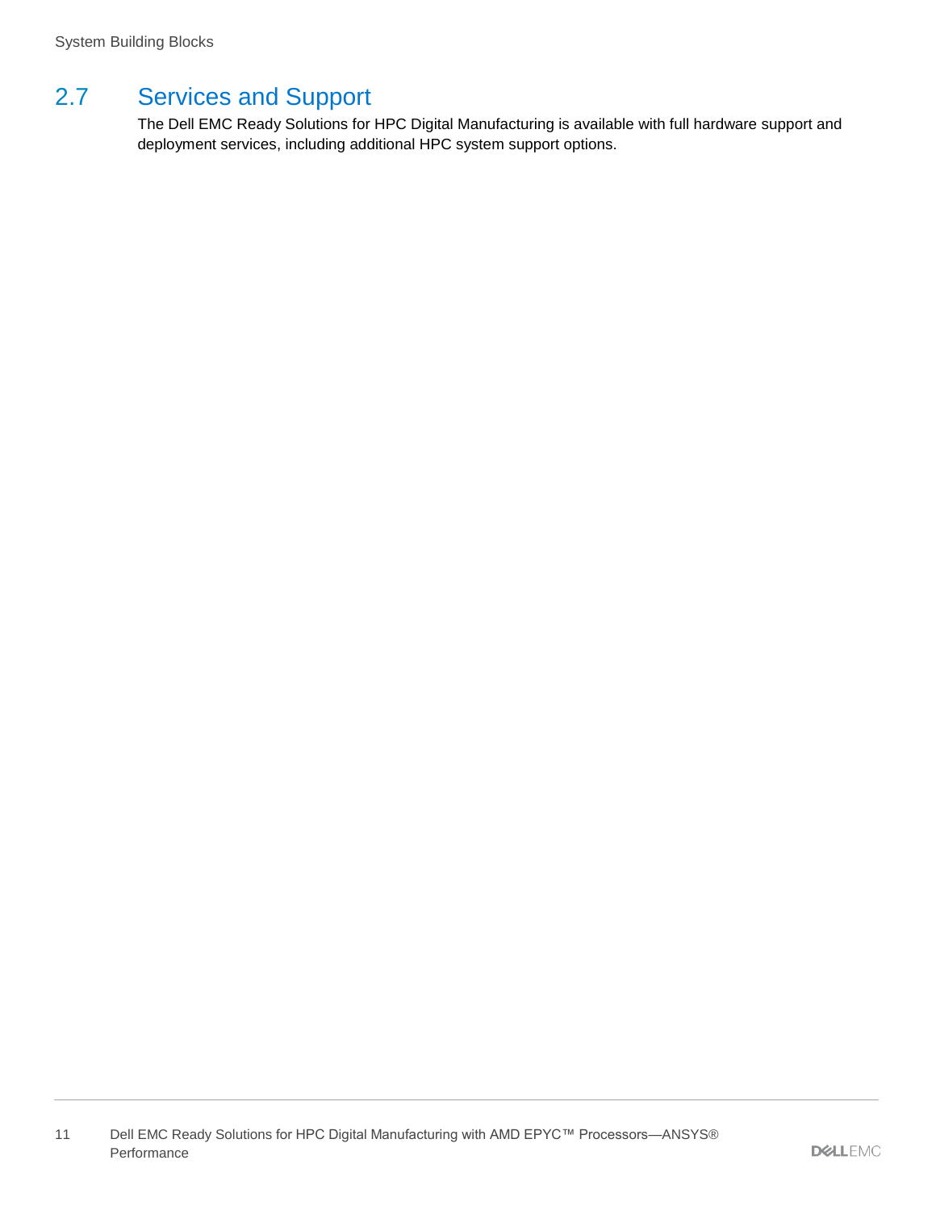## 2.7 Services and Support

The Dell EMC Ready Solutions for HPC Digital Manufacturing is available with full hardware support and deployment services, including additional HPC system support options.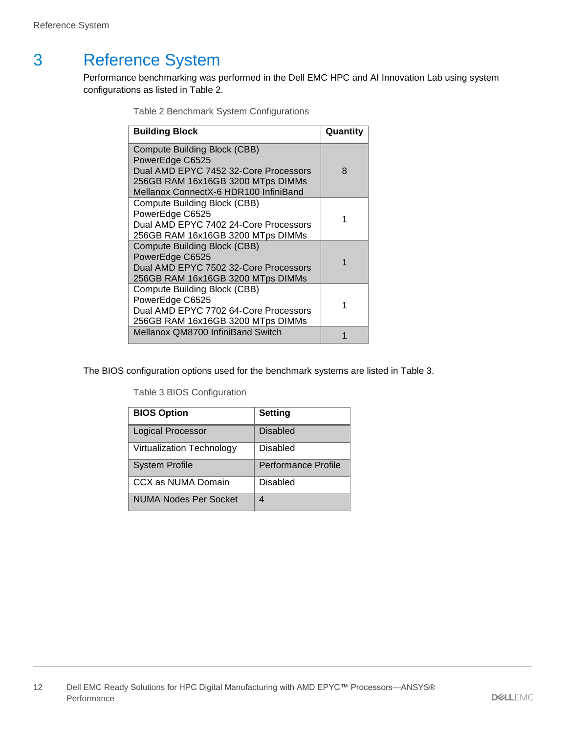# 3 Reference System

Performance benchmarking was performed in the Dell EMC HPC and AI Innovation Lab using system configurations as listed in Table 2.

Table 2 Benchmark System Configurations

| Building Block | Quantity |
|---|---|
| Compute Building Block (CBB)<br>PowerEdge C6525<br>Dual AMD EPYC 7452 32-Core Processors<br>256GB RAM 16x16GB 3200 MTps DIMMs<br>Mellanox ConnectX-6 HDR100 InfiniBand | 8 |
| Compute Building Block (CBB)<br>PowerEdge C6525<br>Dual AMD EPYC 7402 24-Core Processors<br>256GB RAM 16x16GB 3200 MTps DIMMs | 1 |
| Compute Building Block (CBB)<br>PowerEdge C6525<br>Dual AMD EPYC 7502 32-Core Processors<br>256GB RAM 16x16GB 3200 MTps DIMMs | 1 |
| Compute Building Block (CBB)<br>PowerEdge C6525<br>Dual AMD EPYC 7702 64-Core Processors<br>256GB RAM 16x16GB 3200 MTps DIMMs | 1 |
| Mellanox QM8700 InfiniBand Switch | 1 |

The BIOS configuration options used for the benchmark systems are listed in Table 3.

Table 3 BIOS Configuration

| BIOS Option | Setting |
|---|---|
| Logical Processor | Disabled |
| Virtualization Technology | Disabled |
| System Profile | Performance Profile |
| CCX as NUMA Domain | Disabled |
| NUMA Nodes Per Socket | 4 |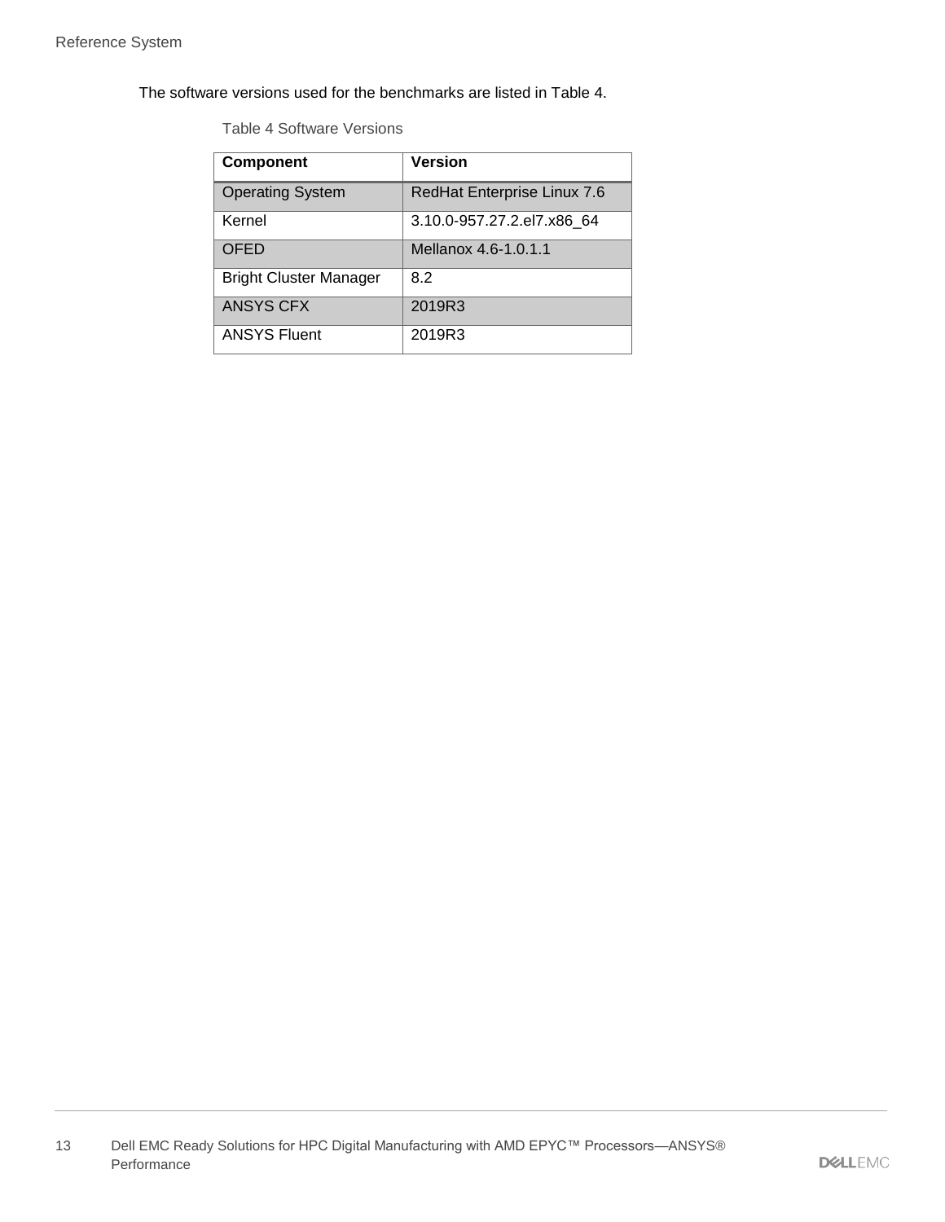The software versions used for the benchmarks are listed in Table 4.

Table 4 Software Versions

| Component | Version |
| --- | --- |
| Operating System | RedHat Enterprise Linux 7.6 |
| Kernel | 3.10.0-957.27.2.el7.x86_64 |
| OFED | Mellanox 4.6-1.0.1.1 |
| Bright Cluster Manager | 8.2 |
| ANSYS CFX | 2019R3 |
| ANSYS Fluent | 2019R3 |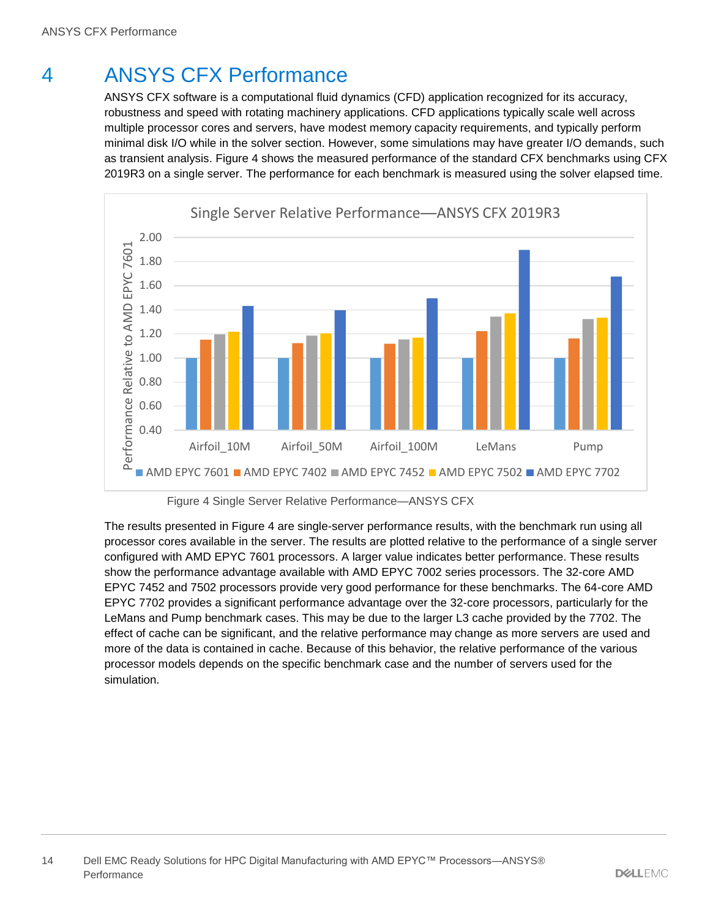# 4 ANSYS CFX Performance

ANSYS CFX software is a computational fluid dynamics (CFD) application recognized for its accuracy, robustness and speed with rotating machinery applications. CFD applications typically scale well across multiple processor cores and servers, have modest memory capacity requirements, and typically perform minimal disk I/O while in the solver section. However, some simulations may have greater I/O demands, such as transient analysis. Figure 4 shows the measured performance of the standard CFX benchmarks using CFX 2019R3 on a single server. The performance for each benchmark is measured using the solver elapsed time.

Figure 4 Single Server Relative Performance—ANSYS CFX

The results presented in Figure 4 are single-server performance results, with the benchmark run using all processor cores available in the server. The results are plotted relative to the performance of a single server configured with AMD EPYC 7601 processors. A larger value indicates better performance. These results show the performance advantage available with AMD EPYC 7002 series processors. The 32-core AMD EPYC 7452 and 7502 processors provide very good performance for these benchmarks. The 64-core AMD EPYC 7702 provides a significant performance advantage over the 32-core processors, particularly for the LeMans and Pump benchmark cases. This may be due to the larger L3 cache provided by the 7702. The effect of cache can be significant, and the relative performance may change as more servers are used and more of the data is contained in cache. Because of this behavior, the relative performance of the various processor models depends on the specific benchmark case and the number of servers used for the simulation.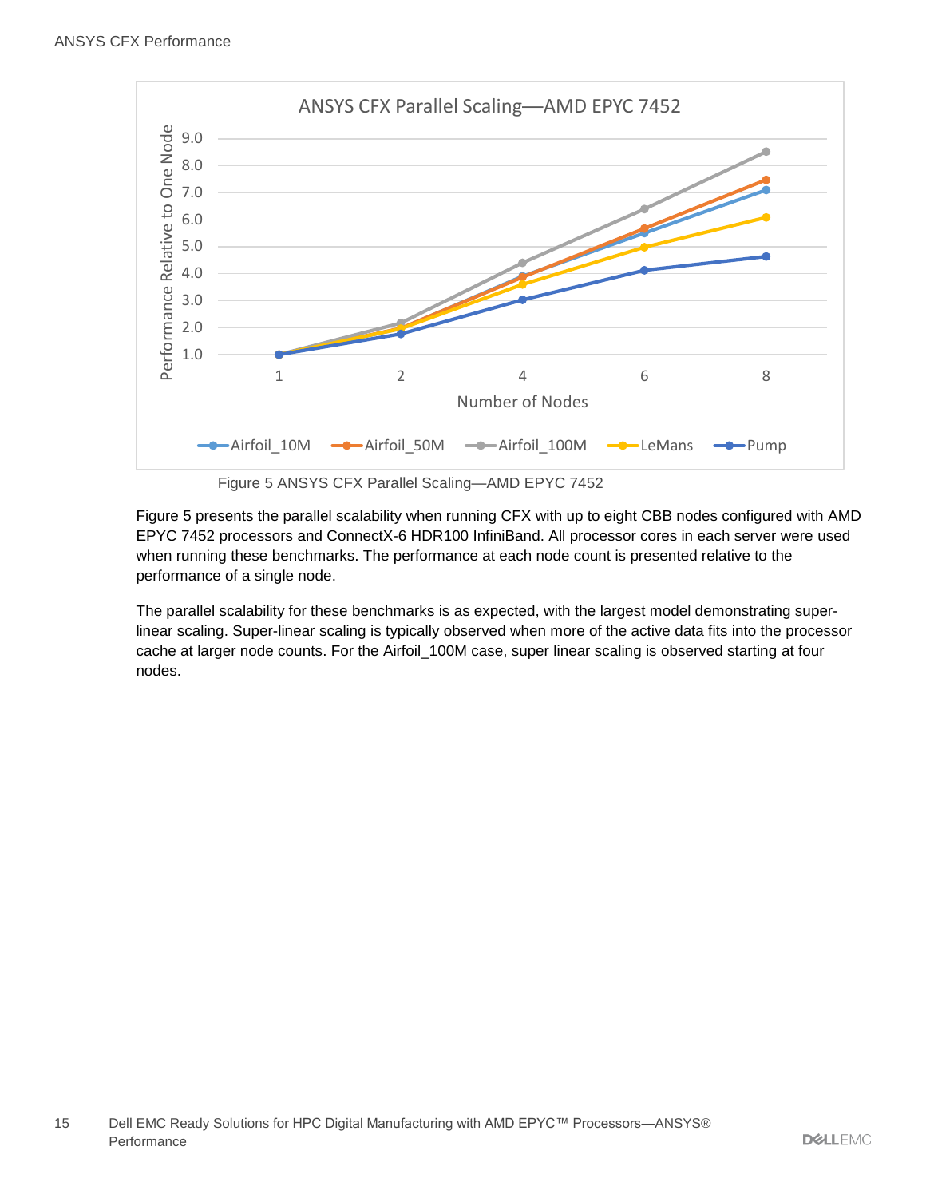Figure 5 ANSYS CFX Parallel Scaling—AMD EPYC 7452

Figure 5 presents the parallel scalability when running CFX with up to eight CBB nodes configured with AMD EPYC 7452 processors and ConnectX-6 HDR100 InfiniBand. All processor cores in each server were used when running these benchmarks. The performance at each node count is presented relative to the performance of a single node.

The parallel scalability for these benchmarks is as expected, with the largest model demonstrating super-linear scaling. Super-linear scaling is typically observed when more of the active data fits into the processor cache at larger node counts. For the Airfoil_100M case, super linear scaling is observed starting at four nodes.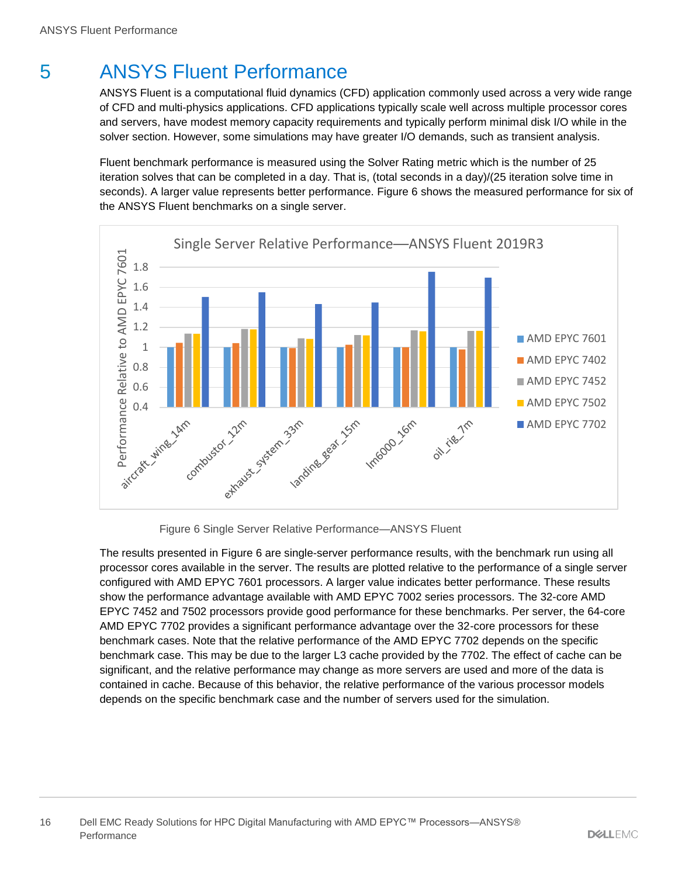# 5 ANSYS Fluent Performance

ANSYS Fluent is a computational fluid dynamics (CFD) application commonly used across a very wide range of CFD and multi-physics applications. CFD applications typically scale well across multiple processor cores and servers, have modest memory capacity requirements and typically perform minimal disk I/O while in the solver section. However, some simulations may have greater I/O demands, such as transient analysis.

Fluent benchmark performance is measured using the Solver Rating metric which is the number of 25 iteration solves that can be completed in a day. That is, (total seconds in a day)/(25 iteration solve time in seconds). A larger value represents better performance. Figure 6 shows the measured performance for six of the ANSYS Fluent benchmarks on a single server.

Figure 6 Single Server Relative Performance—ANSYS Fluent

The results presented in Figure 6 are single-server performance results, with the benchmark run using all processor cores available in the server. The results are plotted relative to the performance of a single server configured with AMD EPYC 7601 processors. A larger value indicates better performance. These results show the performance advantage available with AMD EPYC 7002 series processors. The 32-core AMD EPYC 7452 and 7502 processors provide good performance for these benchmarks. Per server, the 64-core AMD EPYC 7702 provides a significant performance advantage over the 32-core processors for these benchmark cases. Note that the relative performance of the AMD EPYC 7702 depends on the specific benchmark case. This may be due to the larger L3 cache provided by the 7702. The effect of cache can be significant, and the relative performance may change as more servers are used and more of the data is contained in cache. Because of this behavior, the relative performance of the various processor models depends on the specific benchmark case and the number of servers used for the simulation.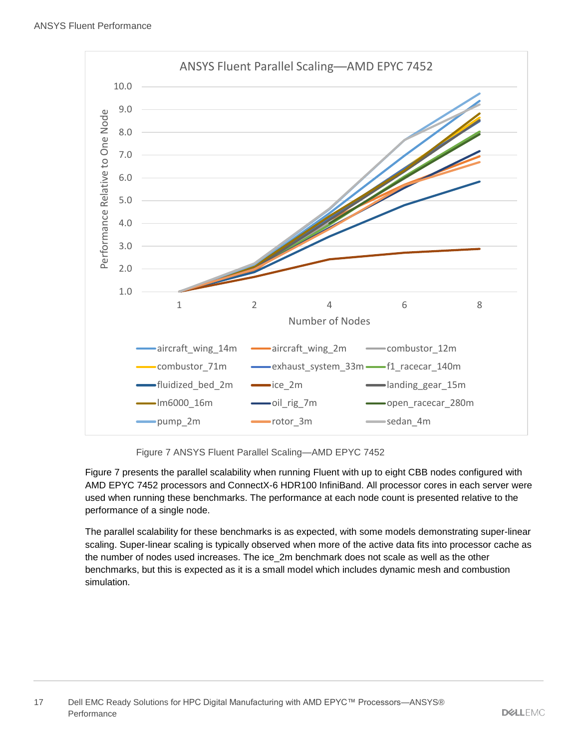Figure 7 ANSYS Fluent Parallel Scaling—AMD EPYC 7452

Figure 7 presents the parallel scalability when running Fluent with up to eight CBB nodes configured with AMD EPYC 7452 processors and ConnectX-6 HDR100 InfiniBand. All processor cores in each server were used when running these benchmarks. The performance at each node count is presented relative to the performance of a single node.

The parallel scalability for these benchmarks is as expected, with some models demonstrating super-linear scaling. Super-linear scaling is typically observed when more of the active data fits into processor cache as the number of nodes used increases. The ice_2m benchmark does not scale as well as the other benchmarks, but this is expected as it is a small model which includes dynamic mesh and combustion simulation.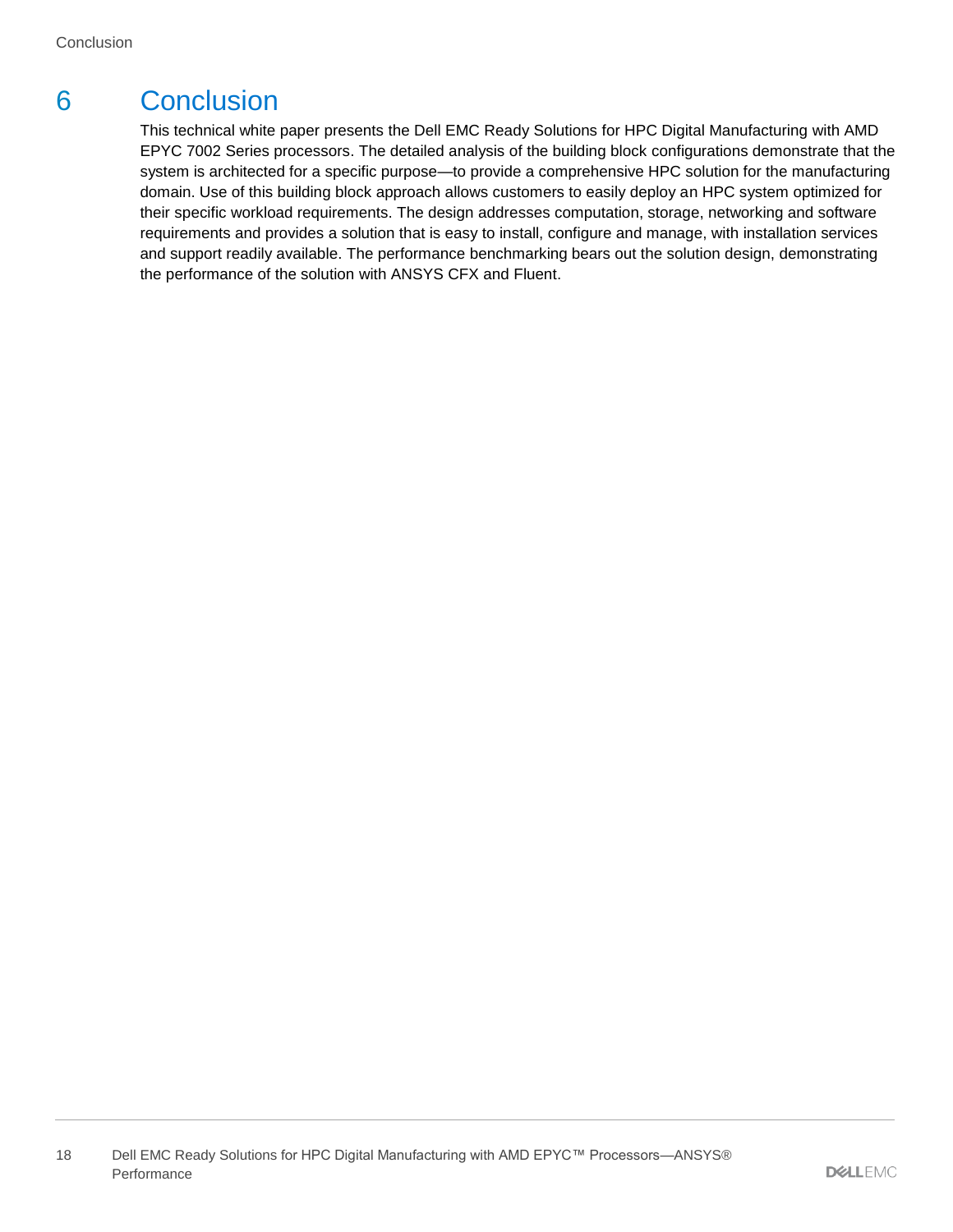# 6 Conclusion

This technical white paper presents the Dell EMC Ready Solutions for HPC Digital Manufacturing with AMD EPYC 7002 Series processors. The detailed analysis of the building block configurations demonstrate that the system is architected for a specific purpose—to provide a comprehensive HPC solution for the manufacturing domain. Use of this building block approach allows customers to easily deploy an HPC system optimized for their specific workload requirements. The design addresses computation, storage, networking and software requirements and provides a solution that is easy to install, configure and manage, with installation services and support readily available. The performance benchmarking bears out the solution design, demonstrating the performance of the solution with ANSYS CFX and Fluent.